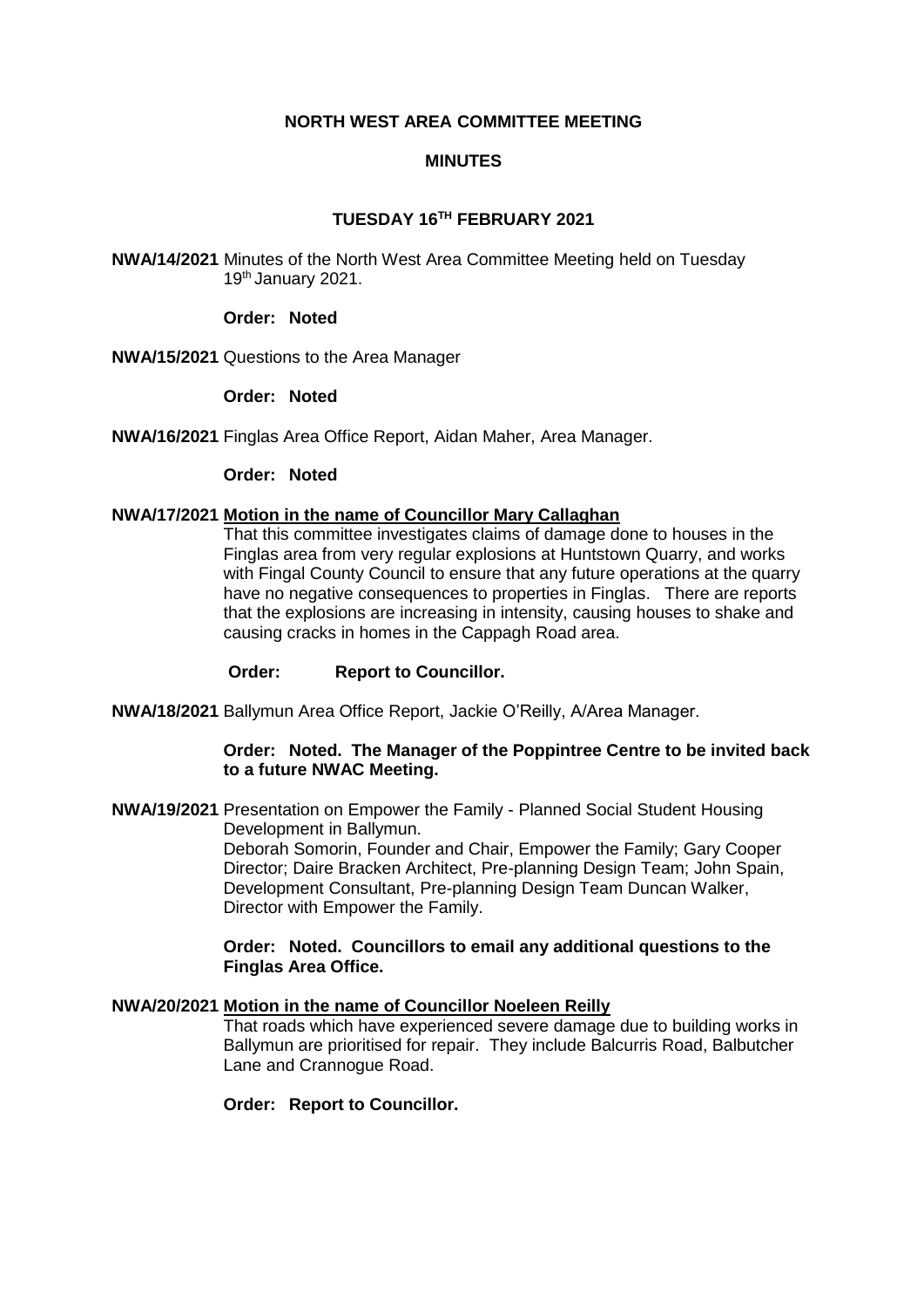# NORTH WEST AREA COMMITTEE MEETING

## MINUTES

### TUESDAY 16TH FEBRUARY 2021

**NWA/14/2021** Minutes of the North West Area Committee Meeting held on Tuesday 19th January 2021.

**Order: Noted**

**NWA/15/2021** Questions to the Area Manager

**Order: Noted**

**NWA/16/2021** Finglas Area Office Report, Aidan Maher, Area Manager.

**Order: Noted**

**NWA/17/2021 Motion in the name of Councillor Mary Callaghan**

That this committee investigates claims of damage done to houses in the Finglas area from very regular explosions at Huntstown Quarry, and works with Fingal County Council to ensure that any future operations at the quarry have no negative consequences to properties in Finglas. There are reports that the explosions are increasing in intensity, causing houses to shake and causing cracks in homes in the Cappagh Road area.

**Order: Report to Councillor.**

**NWA/18/2021** Ballymun Area Office Report, Jackie O'Reilly, A/Area Manager.

**Order: Noted. The Manager of the Poppintree Centre to be invited back to a future NWAC Meeting.**

**NWA/19/2021** Presentation on Empower the Family - Planned Social Student Housing Development in Ballymun.

Deborah Somorin, Founder and Chair, Empower the Family; Gary Cooper Director; Daire Bracken Architect, Pre-planning Design Team; John Spain, Development Consultant, Pre-planning Design Team Duncan Walker, Director with Empower the Family.

**Order: Noted. Councillors to email any additional questions to the Finglas Area Office.**

**NWA/20/2021 Motion in the name of Councillor Noeleen Reilly**

That roads which have experienced severe damage due to building works in Ballymun are prioritised for repair. They include Balcurris Road, Balbutcher Lane and Crannogue Road.

**Order: Report to Councillor.**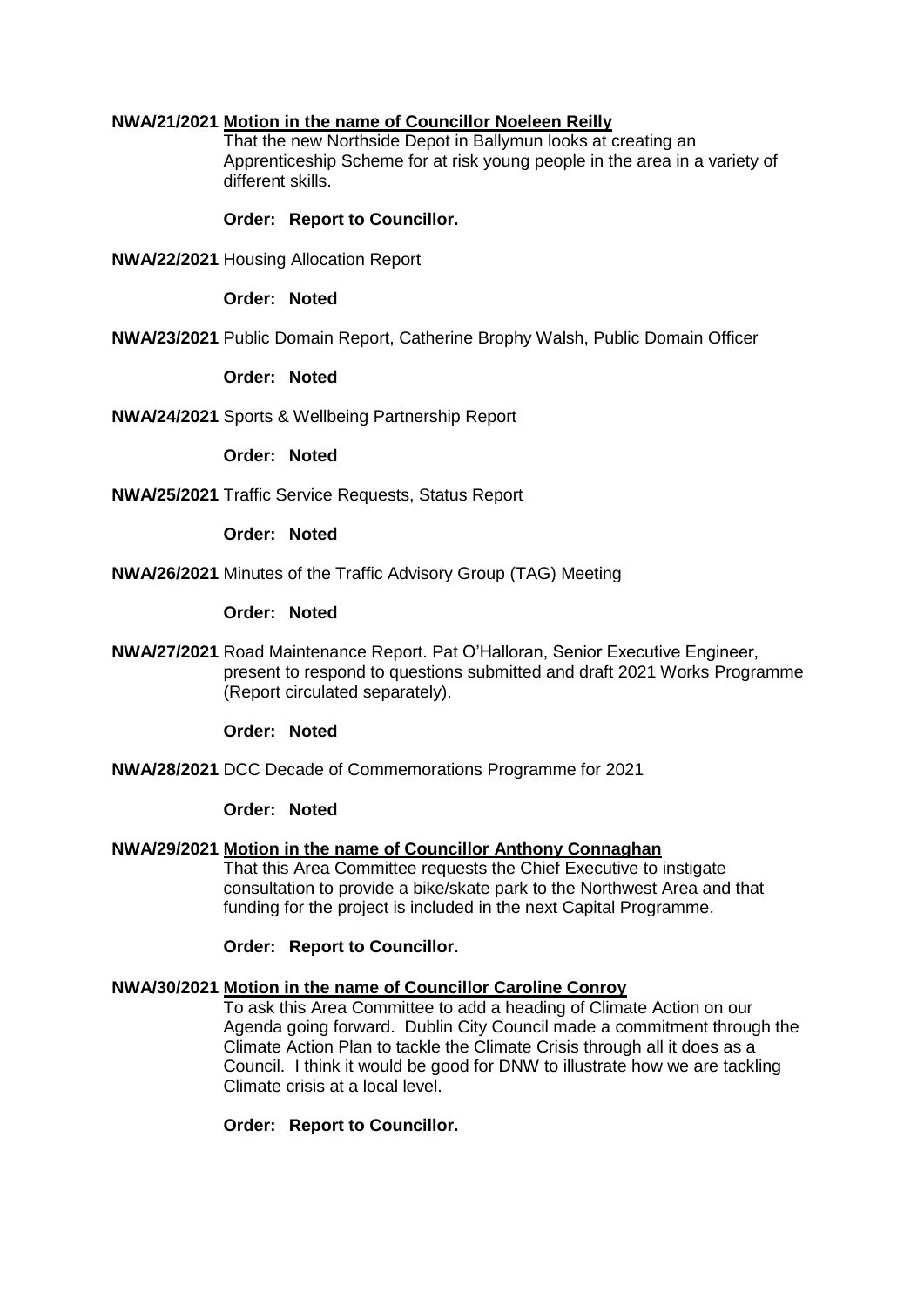**NWA/21/2021** **Motion in the name of Councillor Noeleen Reilly**

That the new Northside Depot in Ballymun looks at creating an Apprenticeship Scheme for at risk young people in the area in a variety of different skills.

**Order: Report to Councillor.**

**NWA/22/2021** Housing Allocation Report

**Order: Noted**

**NWA/23/2021** Public Domain Report, Catherine Brophy Walsh, Public Domain Officer

**Order: Noted**

**NWA/24/2021** Sports & Wellbeing Partnership Report

**Order: Noted**

**NWA/25/2021** Traffic Service Requests, Status Report

**Order: Noted**

**NWA/26/2021** Minutes of the Traffic Advisory Group (TAG) Meeting

**Order: Noted**

**NWA/27/2021** Road Maintenance Report. Pat O'Halloran, Senior Executive Engineer, present to respond to questions submitted and draft 2021 Works Programme (Report circulated separately).

**Order: Noted**

**NWA/28/2021** DCC Decade of Commemorations Programme for 2021

**Order: Noted**

**NWA/29/2021** **Motion in the name of Councillor Anthony Connaghan**

That this Area Committee requests the Chief Executive to instigate consultation to provide a bike/skate park to the Northwest Area and that funding for the project is included in the next Capital Programme.

**Order: Report to Councillor.**

**NWA/30/2021** **Motion in the name of Councillor Caroline Conroy**

To ask this Area Committee to add a heading of Climate Action on our Agenda going forward. Dublin City Council made a commitment through the Climate Action Plan to tackle the Climate Crisis through all it does as a Council. I think it would be good for DNW to illustrate how we are tackling Climate crisis at a local level.

**Order: Report to Councillor.**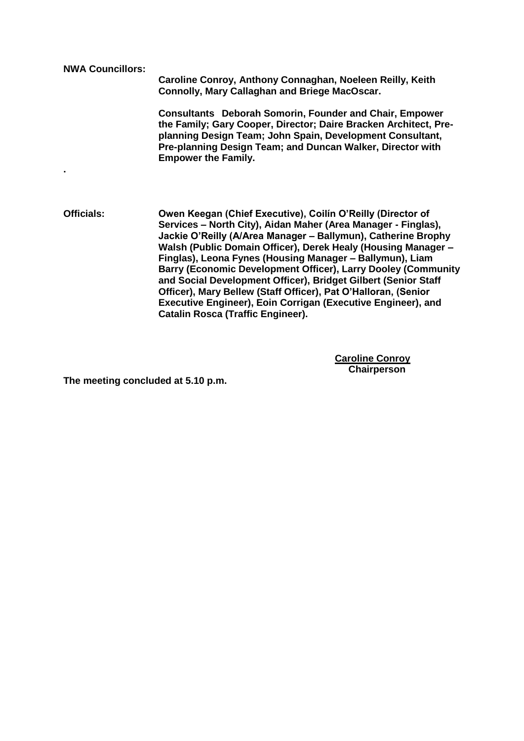**NWA Councillors:**

**Caroline Conroy, Anthony Connaghan, Noeleen Reilly, Keith Connolly, Mary Callaghan and Briege MacOscar.**

**Consultants Deborah Somorin, Founder and Chair, Empower the Family; Gary Cooper, Director; Daire Bracken Architect, Pre-planning Design Team; John Spain, Development Consultant, Pre-planning Design Team; and Duncan Walker, Director with Empower the Family.**

.

**Officials:** **Owen Keegan (Chief Executive), Coilín O'Reilly (Director of Services – North City), Aidan Maher (Area Manager - Finglas), Jackie O'Reilly (A/Area Manager – Ballymun), Catherine Brophy Walsh (Public Domain Officer), Derek Healy (Housing Manager – Finglas), Leona Fynes (Housing Manager – Ballymun), Liam Barry (Economic Development Officer), Larry Dooley (Community and Social Development Officer), Bridget Gilbert (Senior Staff Officer), Mary Bellew (Staff Officer), Pat O'Halloran, (Senior Executive Engineer), Eoin Corrigan (Executive Engineer), and Catalin Rosca (Traffic Engineer).**

**Caroline Conroy**
**Chairperson**

**The meeting concluded at 5.10 p.m.**